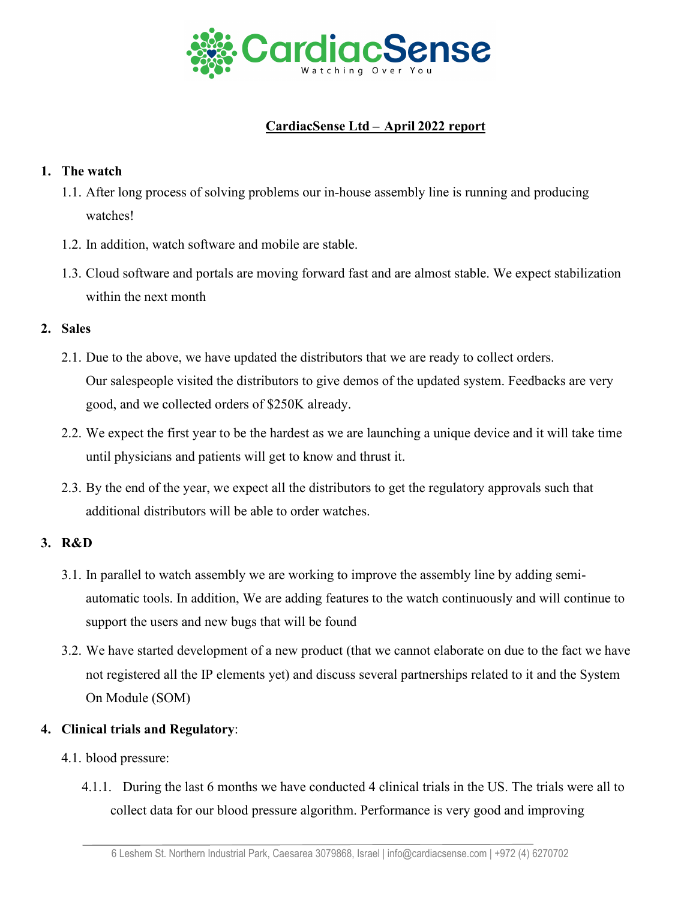CardiacSense

Watching Over You

**CardiacSense Ltd – April 2022 report**

1. **The watch**

   1.1. After long process of solving problems our in-house assembly line is running and producing watches!

   1.2. In addition, watch software and mobile are stable.

   1.3. Cloud software and portals are moving forward fast and are almost stable. We expect stabilization within the next month

2. **Sales**

   2.1. Due to the above, we have updated the distributors that we are ready to collect orders. Our salespeople visited the distributors to give demos of the updated system. Feedbacks are very good, and we collected orders of $250K already.

   2.2. We expect the first year to be the hardest as we are launching a unique device and it will take time until physicians and patients will get to know and thrust it.

   2.3. By the end of the year, we expect all the distributors to get the regulatory approvals such that additional distributors will be able to order watches.

3. **R&D**

   3.1. In parallel to watch assembly we are working to improve the assembly line by adding semi-automatic tools. In addition, We are adding features to the watch continuously and will continue to support the users and new bugs that will be found

   3.2. We have started development of a new product (that we cannot elaborate on due to the fact we have not registered all the IP elements yet) and discuss several partnerships related to it and the System On Module (SOM)

4. **Clinical trials and Regulatory**:

   4.1. blood pressure:

      4.1.1. During the last 6 months we have conducted 4 clinical trials in the US. The trials were all to collect data for our blood pressure algorithm. Performance is very good and improving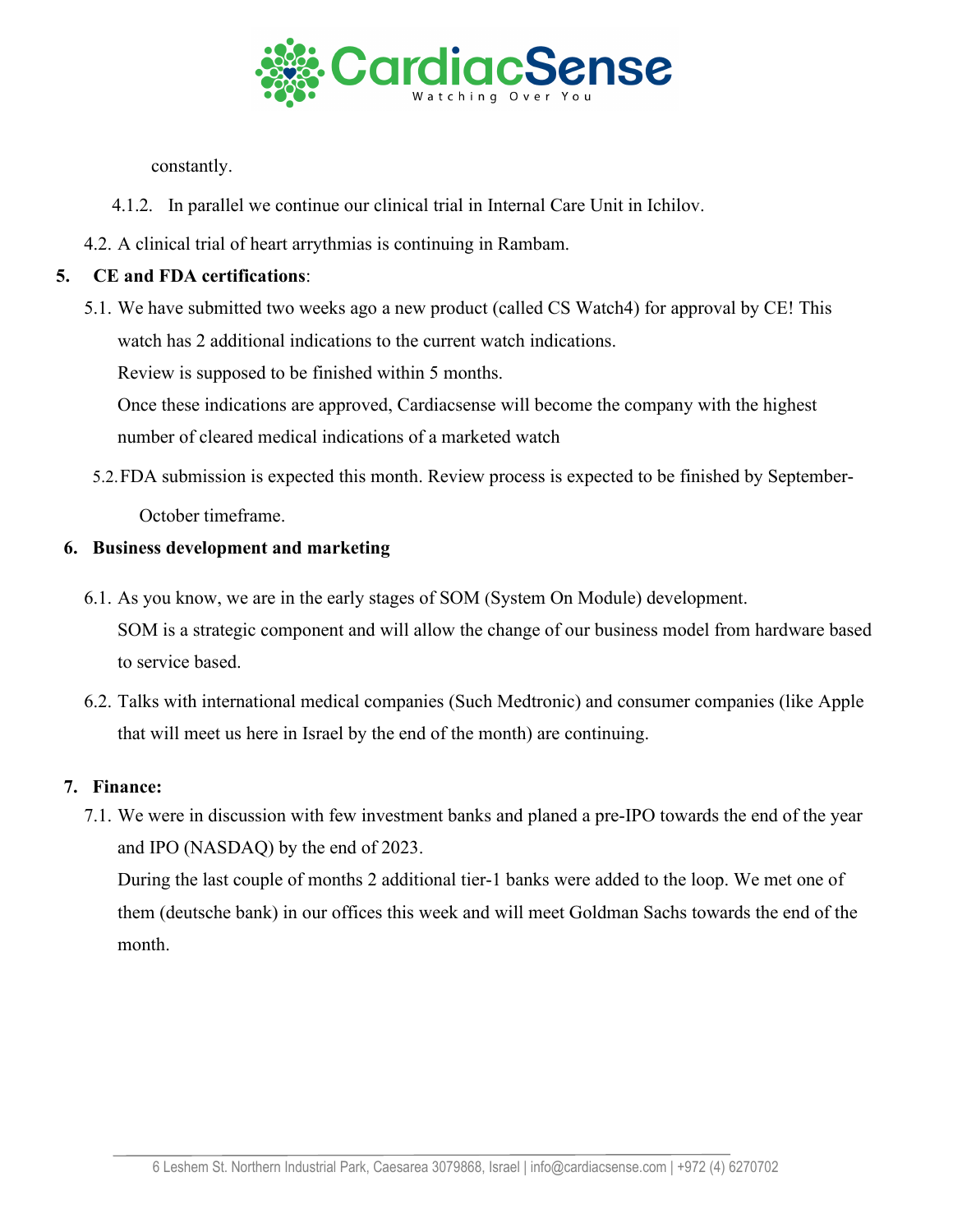constantly.

4.1.2. In parallel we continue our clinical trial in Internal Care Unit in Ichilov.

4.2. A clinical trial of heart arrythmias is continuing in Rambam.

5. **CE and FDA certifications**:

5.1. We have submitted two weeks ago a new product (called CS Watch4) for approval by CE! This watch has 2 additional indications to the current watch indications.
Review is supposed to be finished within 5 months.
Once these indications are approved, Cardiacsense will become the company with the highest number of cleared medical indications of a marketed watch

5.2. FDA submission is expected this month. Review process is expected to be finished by September-October timeframe.

6. **Business development and marketing**

6.1. As you know, we are in the early stages of SOM (System On Module) development.
SOM is a strategic component and will allow the change of our business model from hardware based to service based.

6.2. Talks with international medical companies (Such Medtronic) and consumer companies (like Apple that will meet us here in Israel by the end of the month) are continuing.

7. **Finance:**

7.1. We were in discussion with few investment banks and planed a pre-IPO towards the end of the year and IPO (NASDAQ) by the end of 2023.
During the last couple of months 2 additional tier-1 banks were added to the loop. We met one of them (deutsche bank) in our offices this week and will meet Goldman Sachs towards the end of the month.